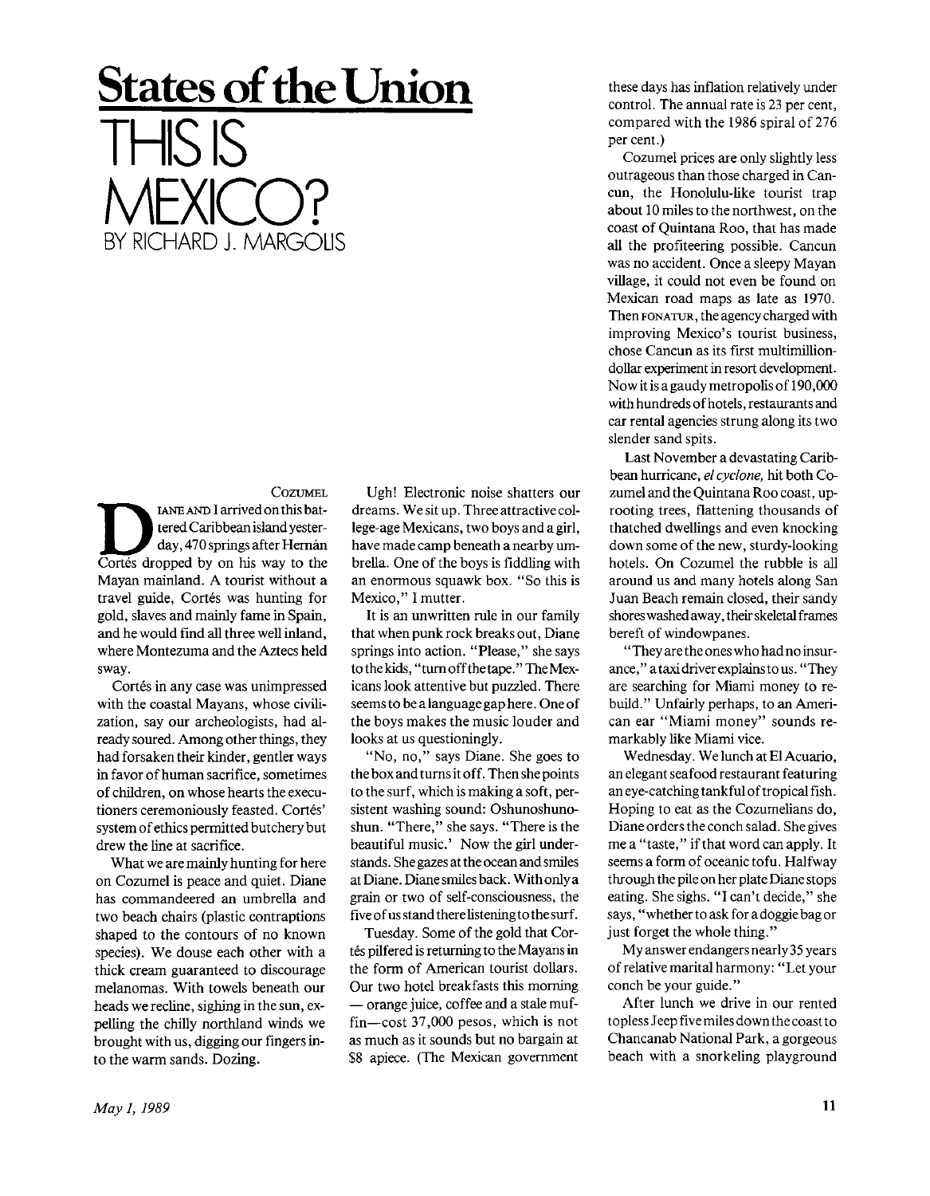## States of the Union

# THIS IS MEXICO?

BY RICHARD J. MARGOLIS

COZUMEL

DIANE AND I arrived on this battered Caribbean island yesterday, 470 springs after Hernán Cortés dropped by on his way to the Mayan mainland. A tourist without a travel guide, Cortés was hunting for gold, slaves and mainly fame in Spain, and he would find all three well inland, where Montezuma and the Aztecs held sway.

Cortés in any case was unimpressed with the coastal Mayans, whose civilization, say our archeologists, had already soured. Among other things, they had forsaken their kinder, gentler ways in favor of human sacrifice, sometimes of children, on whose hearts the executioners ceremoniously feasted. Cortés' system of ethics permitted butchery but drew the line at sacrifice.

What we are mainly hunting for here on Cozumel is peace and quiet. Diane has commandeered an umbrella and two beach chairs (plastic contraptions shaped to the contours of no known species). We douse each other with a thick cream guaranteed to discourage melanomas. With towels beneath our heads we recline, sighing in the sun, expelling the chilly northland winds we brought with us, digging our fingers into the warm sands. Dozing.

Ugh! Electronic noise shatters our dreams. We sit up. Three attractive college-age Mexicans, two boys and a girl, have made camp beneath a nearby umbrella. One of the boys is fiddling with an enormous squawk box. "So this is Mexico," I mutter.

It is an unwritten rule in our family that when punk rock breaks out, Diane springs into action. "Please," she says to the kids, "turn off the tape." The Mexicans look attentive but puzzled. There seems to be a language gap here. One of the boys makes the music louder and looks at us questioningly.

"No, no," says Diane. She goes to the box and turns it off. Then she points to the surf, which is making a soft, persistent washing sound: Oshunoshunoshun. "There," she says. "There is the beautiful music.' Now the girl understands. She gazes at the ocean and smiles at Diane. Diane smiles back. With only a grain or two of self-consciousness, the five of us stand there listening to the surf.

Tuesday. Some of the gold that Cortés pilfered is returning to the Mayans in the form of American tourist dollars. Our two hotel breakfasts this morning — orange juice, coffee and a stale muffin—cost 37,000 pesos, which is not as much as it sounds but no bargain at $8 apiece. (The Mexican government these days has inflation relatively under control. The annual rate is 23 per cent, compared with the 1986 spiral of 276 per cent.)

Cozumel prices are only slightly less outrageous than those charged in Cancun, the Honolulu-like tourist trap about 10 miles to the northwest, on the coast of Quintana Roo, that has made all the profiteering possible. Cancun was no accident. Once a sleepy Mayan village, it could not even be found on Mexican road maps as late as 1970. Then FONATUR, the agency charged with improving Mexico's tourist business, chose Cancun as its first multimillion-dollar experiment in resort development. Now it is a gaudy metropolis of 190,000 with hundreds of hotels, restaurants and car rental agencies strung along its two slender sand spits.

Last November a devastating Caribbean hurricane, *el cyclone,* hit both Cozumel and the Quintana Roo coast, uprooting trees, flattening thousands of thatched dwellings and even knocking down some of the new, sturdy-looking hotels. On Cozumel the rubble is all around us and many hotels along San Juan Beach remain closed, their sandy shores washed away, their skeletal frames bereft of windowpanes.

"They are the ones who had no insurance," a taxi driver explains to us. "They are searching for Miami money to rebuild." Unfairly perhaps, to an American ear "Miami money" sounds remarkably like Miami vice.

Wednesday. We lunch at El Acuario, an elegant seafood restaurant featuring an eye-catching tankful of tropical fish. Hoping to eat as the Cozumelians do, Diane orders the conch salad. She gives me a "taste," if that word can apply. It seems a form of oceanic tofu. Halfway through the pile on her plate Diane stops eating. She sighs. "I can't decide," she says, "whether to ask for a doggie bag or just forget the whole thing."

My answer endangers nearly 35 years of relative marital harmony: "Let your conch be your guide."

After lunch we drive in our rented topless Jeep five miles down the coast to Chancanab National Park, a gorgeous beach with a snorkeling playground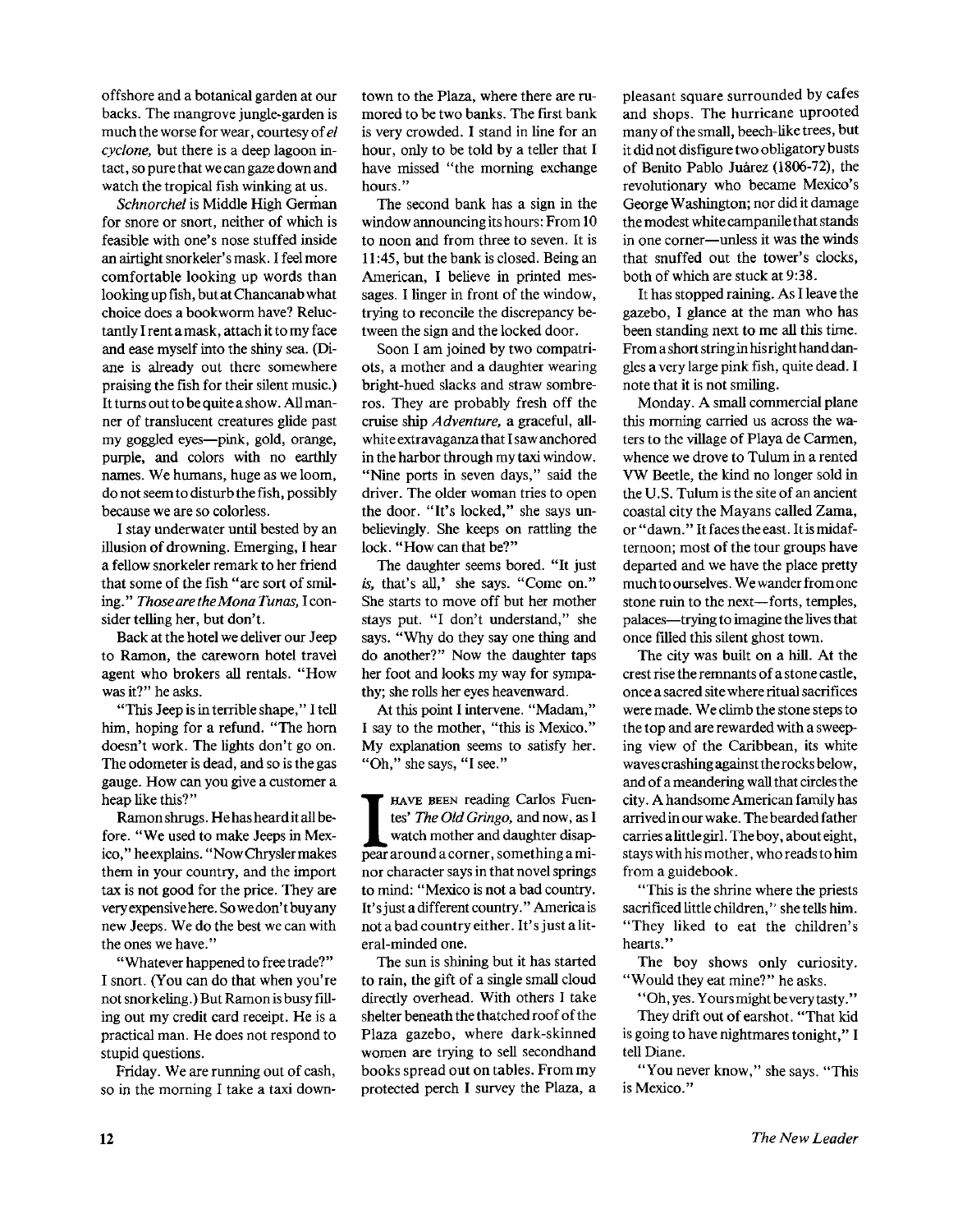offshore and a botanical garden at our backs. The mangrove jungle-garden is much the worse for wear, courtesy of *el cyclone*, but there is a deep lagoon intact, so pure that we can gaze down and watch the tropical fish winking at us.

*Schnorchel* is Middle High German for snore or snort, neither of which is feasible with one's nose stuffed inside an airtight snorkeler's mask. I feel more comfortable looking up words than looking up fish, but at Chancanab what choice does a bookworm have? Reluctantly I rent a mask, attach it to my face and ease myself into the shiny sea. (Diane is already out there somewhere praising the fish for their silent music.) It turns out to be quite a show. All manner of translucent creatures glide past my goggled eyes—pink, gold, orange, purple, and colors with no earthly names. We humans, huge as we loom, do not seem to disturb the fish, possibly because we are so colorless.

I stay underwater until bested by an illusion of drowning. Emerging, I hear a fellow snorkeler remark to her friend that some of the fish "are sort of smiling." *Those are the Mona Tunas,* I consider telling her, but don't.

Back at the hotel we deliver our Jeep to Ramon, the careworn hotel travel agent who brokers all rentals. "How was it?" he asks.

"This Jeep is in terrible shape," I tell him, hoping for a refund. "The horn doesn't work. The lights don't go on. The odometer is dead, and so is the gas gauge. How can you give a customer a heap like this?"

Ramon shrugs. He has heard it all before. "We used to make Jeeps in Mexico," he explains. "Now Chrysler makes them in your country, and the import tax is not good for the price. They are very expensive here. So we don't buy any new Jeeps. We do the best we can with the ones we have."

"Whatever happened to free trade?" I snort. (You can do that when you're not snorkeling.) But Ramon is busy filling out my credit card receipt. He is a practical man. He does not respond to stupid questions.

Friday. We are running out of cash, so in the morning I take a taxi downtown to the Plaza, where there are rumored to be two banks. The first bank is very crowded. I stand in line for an hour, only to be told by a teller that I have missed "the morning exchange hours."

The second bank has a sign in the window announcing its hours: From 10 to noon and from three to seven. It is 11:45, but the bank is closed. Being an American, I believe in printed messages. I linger in front of the window, trying to reconcile the discrepancy between the sign and the locked door.

Soon I am joined by two compatriots, a mother and a daughter wearing bright-hued slacks and straw sombreros. They are probably fresh off the cruise ship *Adventure,* a graceful, all-white extravaganza that I saw anchored in the harbor through my taxi window. "Nine ports in seven days," said the driver. The older woman tries to open the door. "It's locked," she says unbelievingly. She keeps on rattling the lock. "How can that be?"

The daughter seems bored. "It just *is,* that's all,' she says. "Come on." She starts to move off but her mother stays put. "I don't understand," she says. "Why do they say one thing and do another?" Now the daughter taps her foot and looks my way for sympathy; she rolls her eyes heavenward.

At this point I intervene. "Madam," I say to the mother, "this is Mexico." My explanation seems to satisfy her. "Oh," she says, "I see."

I HAVE BEEN reading Carlos Fuentes' *The Old Gringo,* and now, as I watch mother and daughter disappear around a corner, something a minor character says in that novel springs to mind: "Mexico is not a bad country. It's just a different country." America is not a bad country either. It's just a literal-minded one.

The sun is shining but it has started to rain, the gift of a single small cloud directly overhead. With others I take shelter beneath the thatched roof of the Plaza gazebo, where dark-skinned women are trying to sell secondhand books spread out on tables. From my protected perch I survey the Plaza, a pleasant square surrounded by cafes and shops. The hurricane uprooted many of the small, beech-like trees, but it did not disfigure two obligatory busts of Benito Pablo Juárez (1806-72), the revolutionary who became Mexico's George Washington; nor did it damage the modest white campanile that stands in one corner—unless it was the winds that snuffed out the tower's clocks, both of which are stuck at 9:38.

It has stopped raining. As I leave the gazebo, I glance at the man who has been standing next to me all this time. From a short string in his right hand dangles a very large pink fish, quite dead. I note that it is not smiling.

Monday. A small commercial plane this morning carried us across the waters to the village of Playa de Carmen, whence we drove to Tulum in a rented VW Beetle, the kind no longer sold in the U.S. Tulum is the site of an ancient coastal city the Mayans called Zama, or "dawn." It faces the east. It is midafternoon; most of the tour groups have departed and we have the place pretty much to ourselves. We wander from one stone ruin to the next—forts, temples, palaces—trying to imagine the lives that once filled this silent ghost town.

The city was built on a hill. At the crest rise the remnants of a stone castle, once a sacred site where ritual sacrifices were made. We climb the stone steps to the top and are rewarded with a sweeping view of the Caribbean, its white waves crashing against the rocks below, and of a meandering wall that circles the city. A handsome American family has arrived in our wake. The bearded father carries a little girl. The boy, about eight, stays with his mother, who reads to him from a guidebook.

"This is the shrine where the priests sacrificed little children," she tells him. "They liked to eat the children's hearts."

The boy shows only curiosity. "Would they eat mine?" he asks.

"Oh, yes. Yours might be very tasty."

They drift out of earshot. "That kid is going to have nightmares tonight," I tell Diane.

"You never know," she says. "This is Mexico."